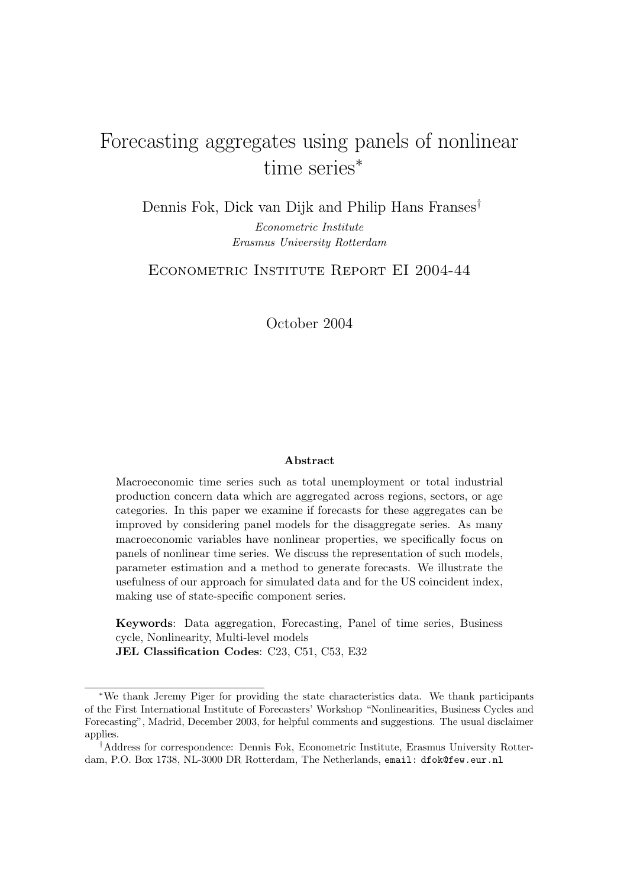# Forecasting aggregates using panels of nonlinear time series[*]

Dennis Fok, Dick van Dijk and Philip Hans Franses[†]

*Econometric Institute*
*Erasmus University Rotterdam*

ECONOMETRIC INSTITUTE REPORT EI 2004-44

October 2004

### Abstract

Macroeconomic time series such as total unemployment or total industrial production concern data which are aggregated across regions, sectors, or age categories. In this paper we examine if forecasts for these aggregates can be improved by considering panel models for the disaggregate series. As many macroeconomic variables have nonlinear properties, we specifically focus on panels of nonlinear time series. We discuss the representation of such models, parameter estimation and a method to generate forecasts. We illustrate the usefulness of our approach for simulated data and for the US coincident index, making use of state-specific component series.

**Keywords**: Data aggregation, Forecasting, Panel of time series, Business cycle, Nonlinearity, Multi-level models
**JEL Classification Codes**: C23, C51, C53, E32

---

[*] We thank Jeremy Piger for providing the state characteristics data. We thank participants of the First International Institute of Forecasters' Workshop "Nonlinearities, Business Cycles and Forecasting", Madrid, December 2003, for helpful comments and suggestions. The usual disclaimer applies.

[†] Address for correspondence: Dennis Fok, Econometric Institute, Erasmus University Rotterdam, P.O. Box 1738, NL-3000 DR Rotterdam, The Netherlands, `email: dfok@few.eur.nl`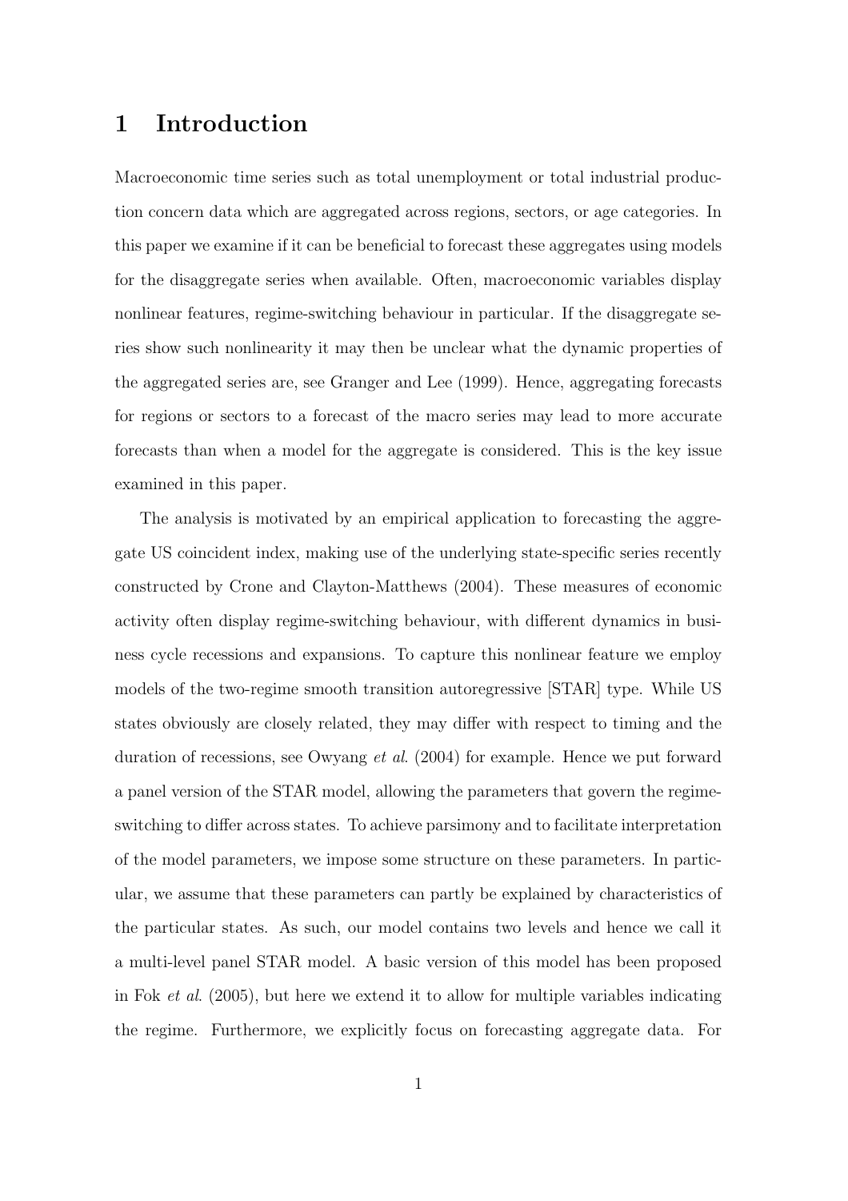# 1 Introduction

Macroeconomic time series such as total unemployment or total industrial production concern data which are aggregated across regions, sectors, or age categories. In this paper we examine if it can be beneficial to forecast these aggregates using models for the disaggregate series when available. Often, macroeconomic variables display nonlinear features, regime-switching behaviour in particular. If the disaggregate series show such nonlinearity it may then be unclear what the dynamic properties of the aggregated series are, see Granger and Lee (1999). Hence, aggregating forecasts for regions or sectors to a forecast of the macro series may lead to more accurate forecasts than when a model for the aggregate is considered. This is the key issue examined in this paper.

The analysis is motivated by an empirical application to forecasting the aggregate US coincident index, making use of the underlying state-specific series recently constructed by Crone and Clayton-Matthews (2004). These measures of economic activity often display regime-switching behaviour, with different dynamics in business cycle recessions and expansions. To capture this nonlinear feature we employ models of the two-regime smooth transition autoregressive [STAR] type. While US states obviously are closely related, they may differ with respect to timing and the duration of recessions, see Owyang *et al*. (2004) for example. Hence we put forward a panel version of the STAR model, allowing the parameters that govern the regime-switching to differ across states. To achieve parsimony and to facilitate interpretation of the model parameters, we impose some structure on these parameters. In particular, we assume that these parameters can partly be explained by characteristics of the particular states. As such, our model contains two levels and hence we call it a multi-level panel STAR model. A basic version of this model has been proposed in Fok *et al*. (2005), but here we extend it to allow for multiple variables indicating the regime. Furthermore, we explicitly focus on forecasting aggregate data. For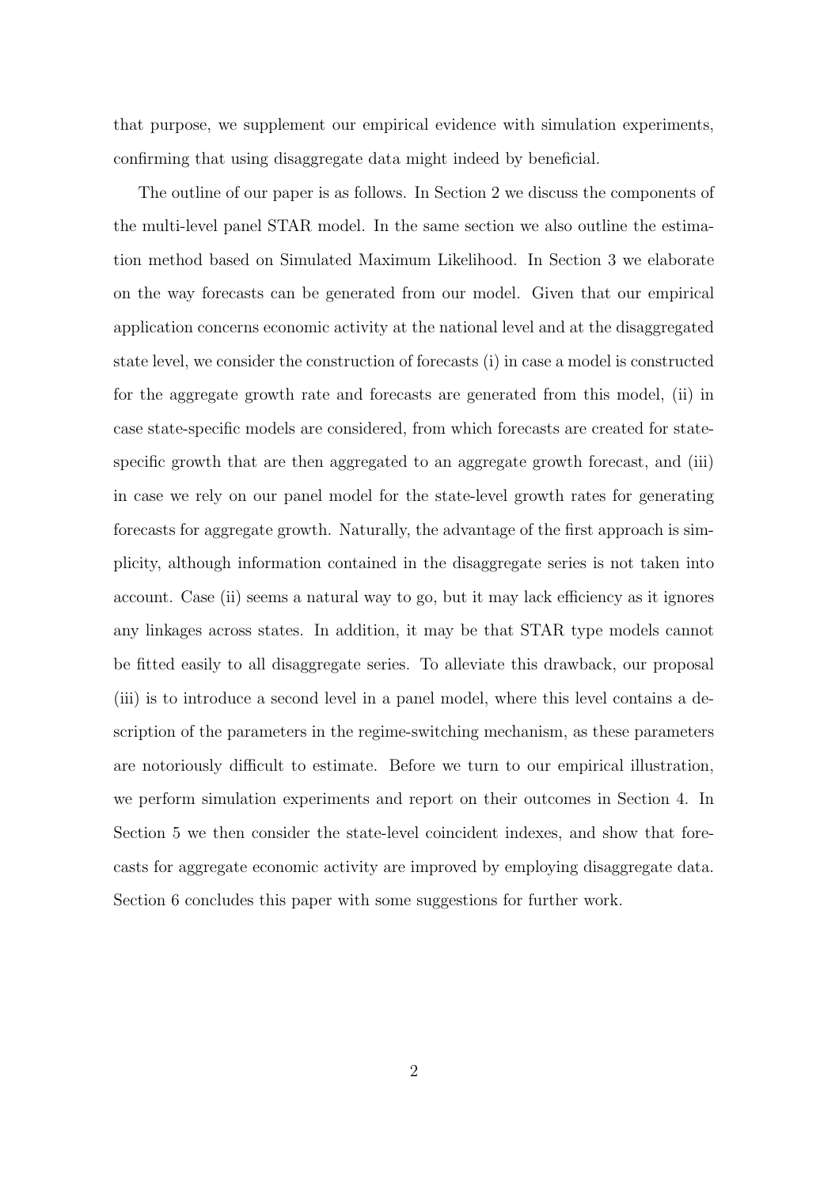that purpose, we supplement our empirical evidence with simulation experiments, confirming that using disaggregate data might indeed by beneficial.

The outline of our paper is as follows. In Section 2 we discuss the components of the multi-level panel STAR model. In the same section we also outline the estimation method based on Simulated Maximum Likelihood. In Section 3 we elaborate on the way forecasts can be generated from our model. Given that our empirical application concerns economic activity at the national level and at the disaggregated state level, we consider the construction of forecasts (i) in case a model is constructed for the aggregate growth rate and forecasts are generated from this model, (ii) in case state-specific models are considered, from which forecasts are created for state-specific growth that are then aggregated to an aggregate growth forecast, and (iii) in case we rely on our panel model for the state-level growth rates for generating forecasts for aggregate growth. Naturally, the advantage of the first approach is simplicity, although information contained in the disaggregate series is not taken into account. Case (ii) seems a natural way to go, but it may lack efficiency as it ignores any linkages across states. In addition, it may be that STAR type models cannot be fitted easily to all disaggregate series. To alleviate this drawback, our proposal (iii) is to introduce a second level in a panel model, where this level contains a description of the parameters in the regime-switching mechanism, as these parameters are notoriously difficult to estimate. Before we turn to our empirical illustration, we perform simulation experiments and report on their outcomes in Section 4. In Section 5 we then consider the state-level coincident indexes, and show that forecasts for aggregate economic activity are improved by employing disaggregate data. Section 6 concludes this paper with some suggestions for further work.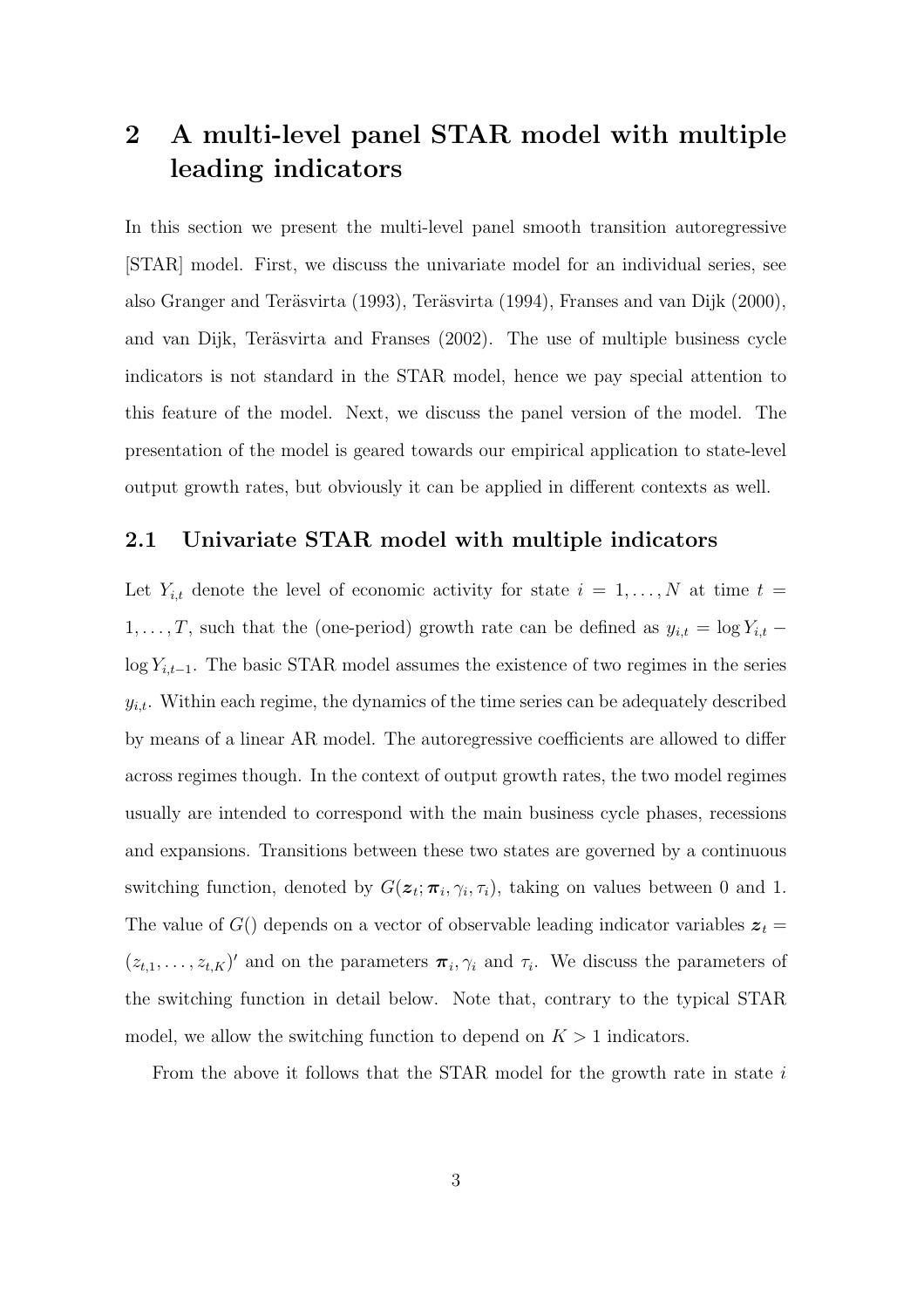# 2 A multi-level panel STAR model with multiple leading indicators

In this section we present the multi-level panel smooth transition autoregressive [STAR] model. First, we discuss the univariate model for an individual series, see also Granger and Teräsvirta (1993), Teräsvirta (1994), Franses and van Dijk (2000), and van Dijk, Teräsvirta and Franses (2002). The use of multiple business cycle indicators is not standard in the STAR model, hence we pay special attention to this feature of the model. Next, we discuss the panel version of the model. The presentation of the model is geared towards our empirical application to state-level output growth rates, but obviously it can be applied in different contexts as well.

## 2.1 Univariate STAR model with multiple indicators

Let $Y_{i,t}$ denote the level of economic activity for state $i = 1, \ldots, N$ at time $t = 1, \ldots, T$, such that the (one-period) growth rate can be defined as $y_{i,t} = \log Y_{i,t} - \log Y_{i,t-1}$. The basic STAR model assumes the existence of two regimes in the series $y_{i,t}$. Within each regime, the dynamics of the time series can be adequately described by means of a linear AR model. The autoregressive coefficients are allowed to differ across regimes though. In the context of output growth rates, the two model regimes usually are intended to correspond with the main business cycle phases, recessions and expansions. Transitions between these two states are governed by a continuous switching function, denoted by $G(\boldsymbol{z}_t; \boldsymbol{\pi}_i, \gamma_i, \tau_i)$, taking on values between 0 and 1. The value of $G()$ depends on a vector of observable leading indicator variables $\boldsymbol{z}_t = (z_{t,1}, \ldots, z_{t,K})'$ and on the parameters $\boldsymbol{\pi}_i, \gamma_i$ and $\tau_i$. We discuss the parameters of the switching function in detail below. Note that, contrary to the typical STAR model, we allow the switching function to depend on $K > 1$ indicators.

From the above it follows that the STAR model for the growth rate in state $i$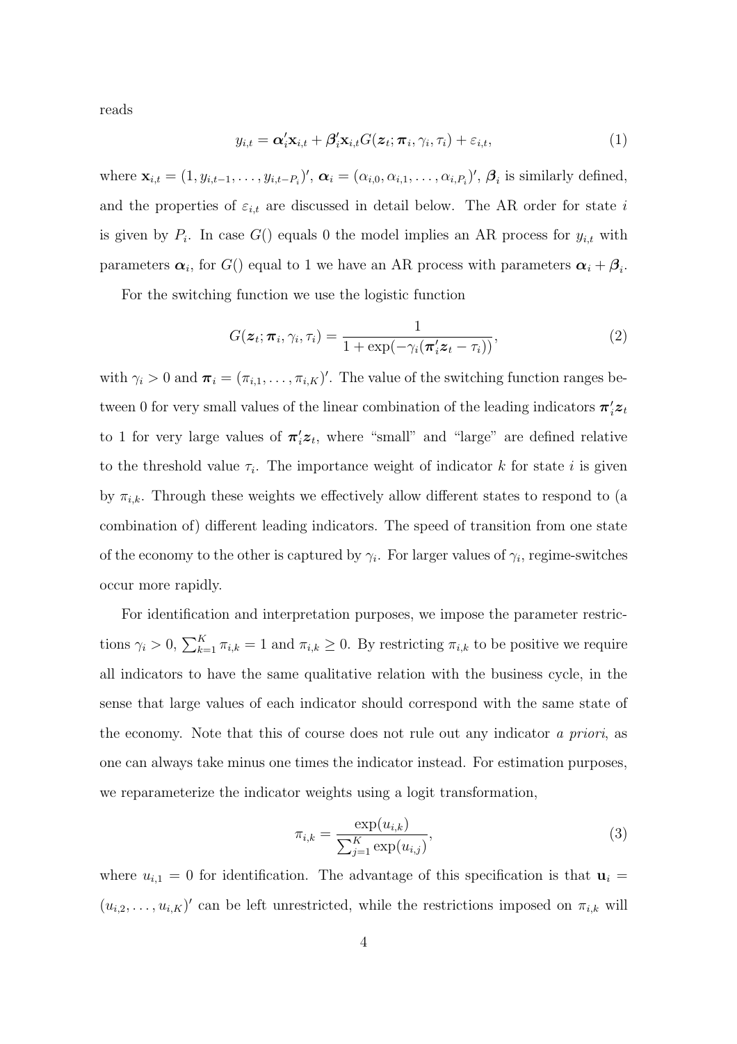reads

$$y_{i,t} = \boldsymbol{\alpha}_i' \mathbf{x}_{i,t} + \boldsymbol{\beta}_i' \mathbf{x}_{i,t} G(\boldsymbol{z}_t; \boldsymbol{\pi}_i, \gamma_i, \tau_i) + \varepsilon_{i,t}, \tag{1}$$

where $\mathbf{x}_{i,t} = (1, y_{i,t-1}, \ldots, y_{i,t-P_i})'$, $\boldsymbol{\alpha}_i = (\alpha_{i,0}, \alpha_{i,1}, \ldots, \alpha_{i,P_i})'$, $\boldsymbol{\beta}_i$ is similarly defined, and the properties of $\varepsilon_{i,t}$ are discussed in detail below. The AR order for state $i$ is given by $P_i$. In case $G()$ equals 0 the model implies an AR process for $y_{i,t}$ with parameters $\boldsymbol{\alpha}_i$, for $G()$ equal to 1 we have an AR process with parameters $\boldsymbol{\alpha}_i + \boldsymbol{\beta}_i$.

For the switching function we use the logistic function

$$G(\boldsymbol{z}_t; \boldsymbol{\pi}_i, \gamma_i, \tau_i) = \frac{1}{1 + \exp(-\gamma_i(\boldsymbol{\pi}_i' \boldsymbol{z}_t - \tau_i))}, \tag{2}$$

with $\gamma_i > 0$ and $\boldsymbol{\pi}_i = (\pi_{i,1}, \ldots, \pi_{i,K})'$. The value of the switching function ranges between 0 for very small values of the linear combination of the leading indicators $\boldsymbol{\pi}_i' \boldsymbol{z}_t$ to 1 for very large values of $\boldsymbol{\pi}_i' \boldsymbol{z}_t$, where "small" and "large" are defined relative to the threshold value $\tau_i$. The importance weight of indicator $k$ for state $i$ is given by $\pi_{i,k}$. Through these weights we effectively allow different states to respond to (a combination of) different leading indicators. The speed of transition from one state of the economy to the other is captured by $\gamma_i$. For larger values of $\gamma_i$, regime-switches occur more rapidly.

For identification and interpretation purposes, we impose the parameter restrictions $\gamma_i > 0$, $\sum_{k=1}^{K} \pi_{i,k} = 1$ and $\pi_{i,k} \geq 0$. By restricting $\pi_{i,k}$ to be positive we require all indicators to have the same qualitative relation with the business cycle, in the sense that large values of each indicator should correspond with the same state of the economy. Note that this of course does not rule out any indicator *a priori*, as one can always take minus one times the indicator instead. For estimation purposes, we reparameterize the indicator weights using a logit transformation,

$$\pi_{i,k} = \frac{\exp(u_{i,k})}{\sum_{j=1}^{K} \exp(u_{i,j})}, \tag{3}$$

where $u_{i,1} = 0$ for identification. The advantage of this specification is that $\mathbf{u}_i = (u_{i,2}, \ldots, u_{i,K})'$ can be left unrestricted, while the restrictions imposed on $\pi_{i,k}$ will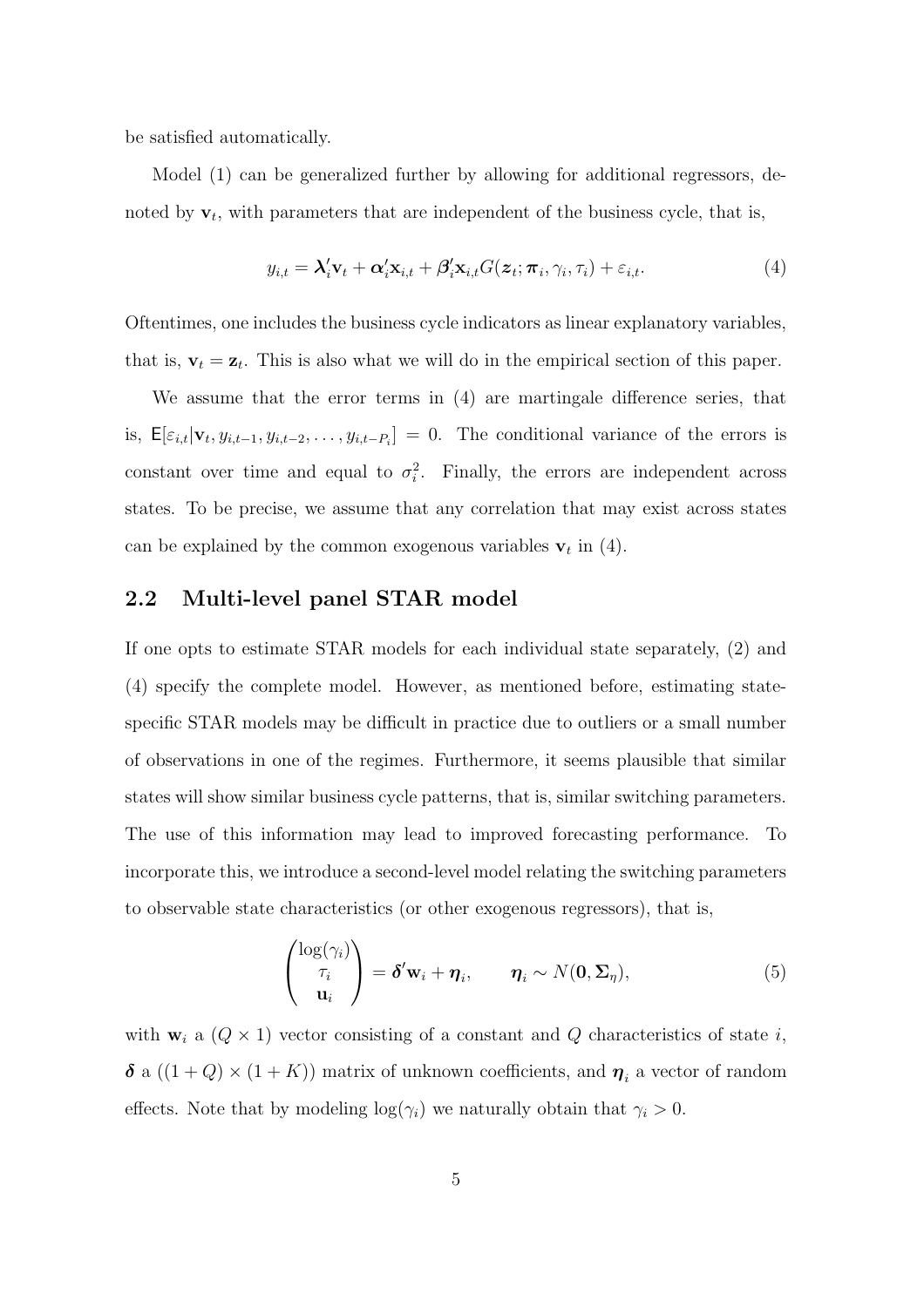be satisfied automatically.

Model (1) can be generalized further by allowing for additional regressors, denoted by $\mathbf{v}_t$, with parameters that are independent of the business cycle, that is,

$$y_{i,t} = \boldsymbol{\lambda}_i' \mathbf{v}_t + \boldsymbol{\alpha}_i' \mathbf{x}_{i,t} + \boldsymbol{\beta}_i' \mathbf{x}_{i,t} G(\boldsymbol{z}_t; \boldsymbol{\pi}_i, \gamma_i, \tau_i) + \varepsilon_{i,t}. \tag{4}$$

Oftentimes, one includes the business cycle indicators as linear explanatory variables, that is, $\mathbf{v}_t = \mathbf{z}_t$. This is also what we will do in the empirical section of this paper.

We assume that the error terms in (4) are martingale difference series, that is, $\mathsf{E}[\varepsilon_{i,t} | \mathbf{v}_t, y_{i,t-1}, y_{i,t-2}, \ldots, y_{i,t-P_i}] = 0$. The conditional variance of the errors is constant over time and equal to $\sigma_i^2$. Finally, the errors are independent across states. To be precise, we assume that any correlation that may exist across states can be explained by the common exogenous variables $\mathbf{v}_t$ in (4).

## 2.2 Multi-level panel STAR model

If one opts to estimate STAR models for each individual state separately, (2) and (4) specify the complete model. However, as mentioned before, estimating state-specific STAR models may be difficult in practice due to outliers or a small number of observations in one of the regimes. Furthermore, it seems plausible that similar states will show similar business cycle patterns, that is, similar switching parameters. The use of this information may lead to improved forecasting performance. To incorporate this, we introduce a second-level model relating the switching parameters to observable state characteristics (or other exogenous regressors), that is,

$$\begin{pmatrix} \log(\gamma_i) \\ \tau_i \\ \mathbf{u}_i \end{pmatrix} = \boldsymbol{\delta}' \mathbf{w}_i + \boldsymbol{\eta}_i, \qquad \boldsymbol{\eta}_i \sim N(\mathbf{0}, \boldsymbol{\Sigma}_\eta), \tag{5}$$

with $\mathbf{w}_i$ a $(Q \times 1)$ vector consisting of a constant and $Q$ characteristics of state $i$, $\boldsymbol{\delta}$ a $((1+Q) \times (1+K))$ matrix of unknown coefficients, and $\boldsymbol{\eta}_i$ a vector of random effects. Note that by modeling $\log(\gamma_i)$ we naturally obtain that $\gamma_i > 0$.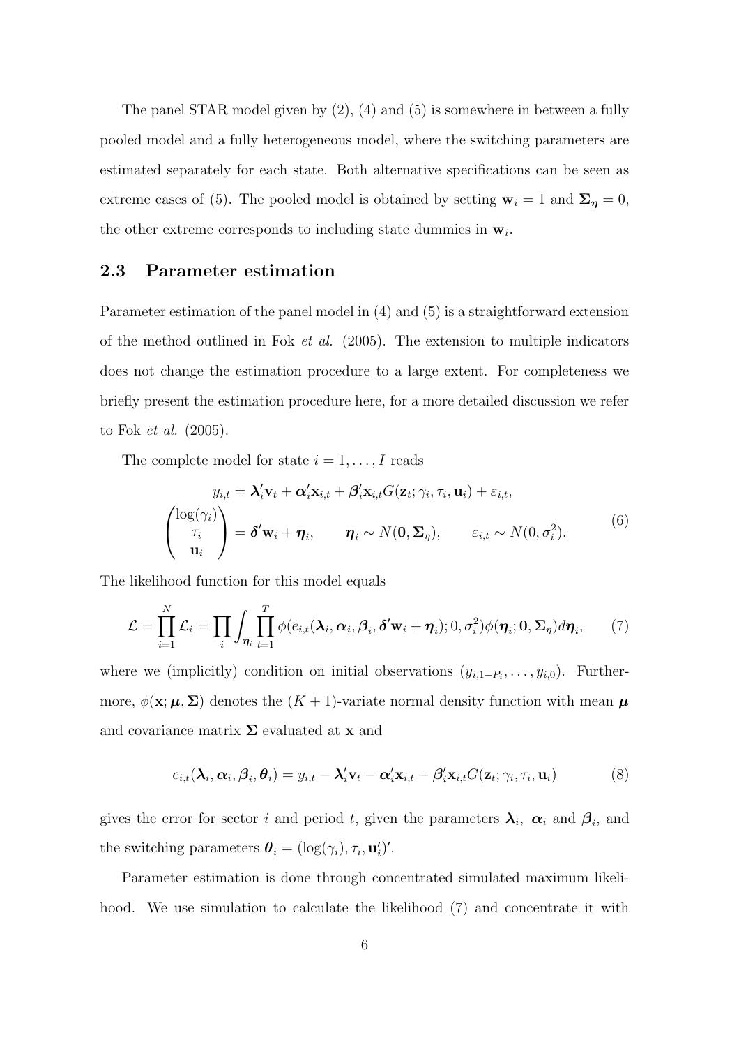The panel STAR model given by (2), (4) and (5) is somewhere in between a fully pooled model and a fully heterogeneous model, where the switching parameters are estimated separately for each state. Both alternative specifications can be seen as extreme cases of (5). The pooled model is obtained by setting $\mathbf{w}_i = 1$ and $\boldsymbol{\Sigma}_{\boldsymbol{\eta}} = 0$, the other extreme corresponds to including state dummies in $\mathbf{w}_i$.

## 2.3 Parameter estimation

Parameter estimation of the panel model in (4) and (5) is a straightforward extension of the method outlined in Fok *et al.* (2005). The extension to multiple indicators does not change the estimation procedure to a large extent. For completeness we briefly present the estimation procedure here, for a more detailed discussion we refer to Fok *et al.* (2005).

The complete model for state $i = 1, \ldots, I$ reads

$$
\begin{gathered}
y_{i,t} = \boldsymbol{\lambda}_i'\mathbf{v}_t + \boldsymbol{\alpha}_i'\mathbf{x}_{i,t} + \boldsymbol{\beta}_i'\mathbf{x}_{i,t}G(\mathbf{z}_t; \gamma_i, \tau_i, \mathbf{u}_i) + \varepsilon_{i,t}, \\
\begin{pmatrix} \log(\gamma_i) \\ \tau_i \\ \mathbf{u}_i \end{pmatrix} = \boldsymbol{\delta}'\mathbf{w}_i + \boldsymbol{\eta}_i, \qquad \boldsymbol{\eta}_i \sim N(\mathbf{0}, \boldsymbol{\Sigma}_\eta), \qquad \varepsilon_{i,t} \sim N(0, \sigma_i^2).
\end{gathered}
\tag{6}
$$

The likelihood function for this model equals

$$
\mathcal{L} = \prod_{i=1}^{N} \mathcal{L}_i = \prod_i \int_{\boldsymbol{\eta}_i} \prod_{t=1}^{T} \phi(e_{i,t}(\boldsymbol{\lambda}_i, \boldsymbol{\alpha}_i, \boldsymbol{\beta}_i, \boldsymbol{\delta}'\mathbf{w}_i + \boldsymbol{\eta}_i); 0, \sigma_i^2)\phi(\boldsymbol{\eta}_i; \mathbf{0}, \boldsymbol{\Sigma}_\eta) d\boldsymbol{\eta}_i, \tag{7}
$$

where we (implicitly) condition on initial observations $(y_{i,1-P_i}, \ldots, y_{i,0})$. Furthermore, $\phi(\mathbf{x}; \boldsymbol{\mu}, \boldsymbol{\Sigma})$ denotes the $(K+1)$-variate normal density function with mean $\boldsymbol{\mu}$ and covariance matrix $\boldsymbol{\Sigma}$ evaluated at $\mathbf{x}$ and

$$
e_{i,t}(\boldsymbol{\lambda}_i, \boldsymbol{\alpha}_i, \boldsymbol{\beta}_i, \boldsymbol{\theta}_i) = y_{i,t} - \boldsymbol{\lambda}_i'\mathbf{v}_t - \boldsymbol{\alpha}_i'\mathbf{x}_{i,t} - \boldsymbol{\beta}_i'\mathbf{x}_{i,t}G(\mathbf{z}_t; \gamma_i, \tau_i, \mathbf{u}_i) \tag{8}
$$

gives the error for sector $i$ and period $t$, given the parameters $\boldsymbol{\lambda}_i$, $\boldsymbol{\alpha}_i$ and $\boldsymbol{\beta}_i$, and the switching parameters $\boldsymbol{\theta}_i = (\log(\gamma_i), \tau_i, \mathbf{u}_i')'$.

Parameter estimation is done through concentrated simulated maximum likelihood. We use simulation to calculate the likelihood (7) and concentrate it with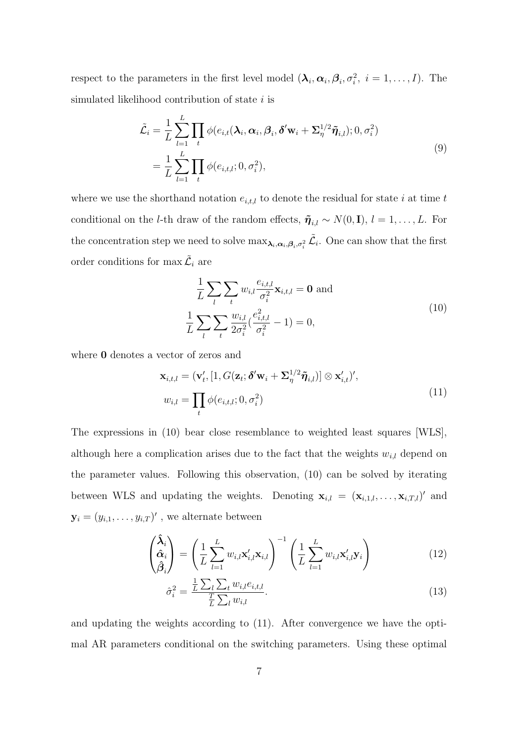respect to the parameters in the first level model ($\boldsymbol{\lambda}_i, \boldsymbol{\alpha}_i, \boldsymbol{\beta}_i, \sigma_i^2,\ i = 1, \ldots, I$). The simulated likelihood contribution of state $i$ is

$$
\begin{aligned}
\tilde{\mathcal{L}}_i &= \frac{1}{L} \sum_{l=1}^{L} \prod_t \phi(e_{i,t}(\boldsymbol{\lambda}_i, \boldsymbol{\alpha}_i, \boldsymbol{\beta}_i, \boldsymbol{\delta}'\mathbf{w}_i + \boldsymbol{\Sigma}_\eta^{1/2} \tilde{\boldsymbol{\eta}}_{i,l}); 0, \sigma_i^2) \\
&= \frac{1}{L} \sum_{l=1}^{L} \prod_t \phi(e_{i,t,l}; 0, \sigma_i^2),
\end{aligned}
\tag{9}
$$

where we use the shorthand notation $e_{i,t,l}$ to denote the residual for state $i$ at time $t$ conditional on the $l$-th draw of the random effects, $\tilde{\boldsymbol{\eta}}_{i,l} \sim N(0, \mathbf{I})$, $l = 1, \ldots, L$. For the concentration step we need to solve $\max_{\boldsymbol{\lambda}_i, \boldsymbol{\alpha}_i, \boldsymbol{\beta}_i, \sigma_i^2} \tilde{\mathcal{L}}_i$. One can show that the first order conditions for $\max \tilde{\mathcal{L}}_i$ are

$$
\begin{aligned}
\frac{1}{L} \sum_l \sum_t w_{i,l} \frac{e_{i,t,l}}{\sigma_i^2} \mathbf{x}_{i,t,l} &= \mathbf{0} \text{ and} \\
\frac{1}{L} \sum_l \sum_t \frac{w_{i,l}}{2\sigma_i^2} \left(\frac{e_{i,t,l}^2}{\sigma_i^2} - 1\right) &= 0,
\end{aligned}
\tag{10}
$$

where $\mathbf{0}$ denotes a vector of zeros and

$$
\begin{aligned}
\mathbf{x}_{i,t,l} &= (\mathbf{v}_t', [1, G(\mathbf{z}_t; \boldsymbol{\delta}'\mathbf{w}_i + \boldsymbol{\Sigma}_\eta^{1/2} \tilde{\boldsymbol{\eta}}_{i,l})] \otimes \mathbf{x}_{i,t}')', \\
w_{i,l} &= \prod_t \phi(e_{i,t,l}; 0, \sigma_i^2)
\end{aligned}
\tag{11}
$$

The expressions in (10) bear close resemblance to weighted least squares [WLS], although here a complication arises due to the fact that the weights $w_{i,l}$ depend on the parameter values. Following this observation, (10) can be solved by iterating between WLS and updating the weights. Denoting $\mathbf{x}_{i,l} = (\mathbf{x}_{i,1,l}, \ldots, \mathbf{x}_{i,T,l})'$ and $\mathbf{y}_i = (y_{i,1}, \ldots, y_{i,T})'$ , we alternate between

$$
\begin{pmatrix} \hat{\boldsymbol{\lambda}}_i \\ \hat{\boldsymbol{\alpha}}_i \\ \hat{\boldsymbol{\beta}}_i \end{pmatrix} = \left( \frac{1}{L} \sum_{l=1}^{L} w_{i,l} \mathbf{x}_{i,l}' \mathbf{x}_{i,l} \right)^{-1} \left( \frac{1}{L} \sum_{l=1}^{L} w_{i,l} \mathbf{x}_{i,l}' \mathbf{y}_i \right)
\tag{12}
$$

$$
\hat{\sigma}_i^2 = \frac{\frac{1}{L} \sum_l \sum_t w_{i,l} e_{i,t,l}}{\frac{T}{L} \sum_l w_{i,l}}.
\tag{13}
$$

and updating the weights according to (11). After convergence we have the optimal AR parameters conditional on the switching parameters. Using these optimal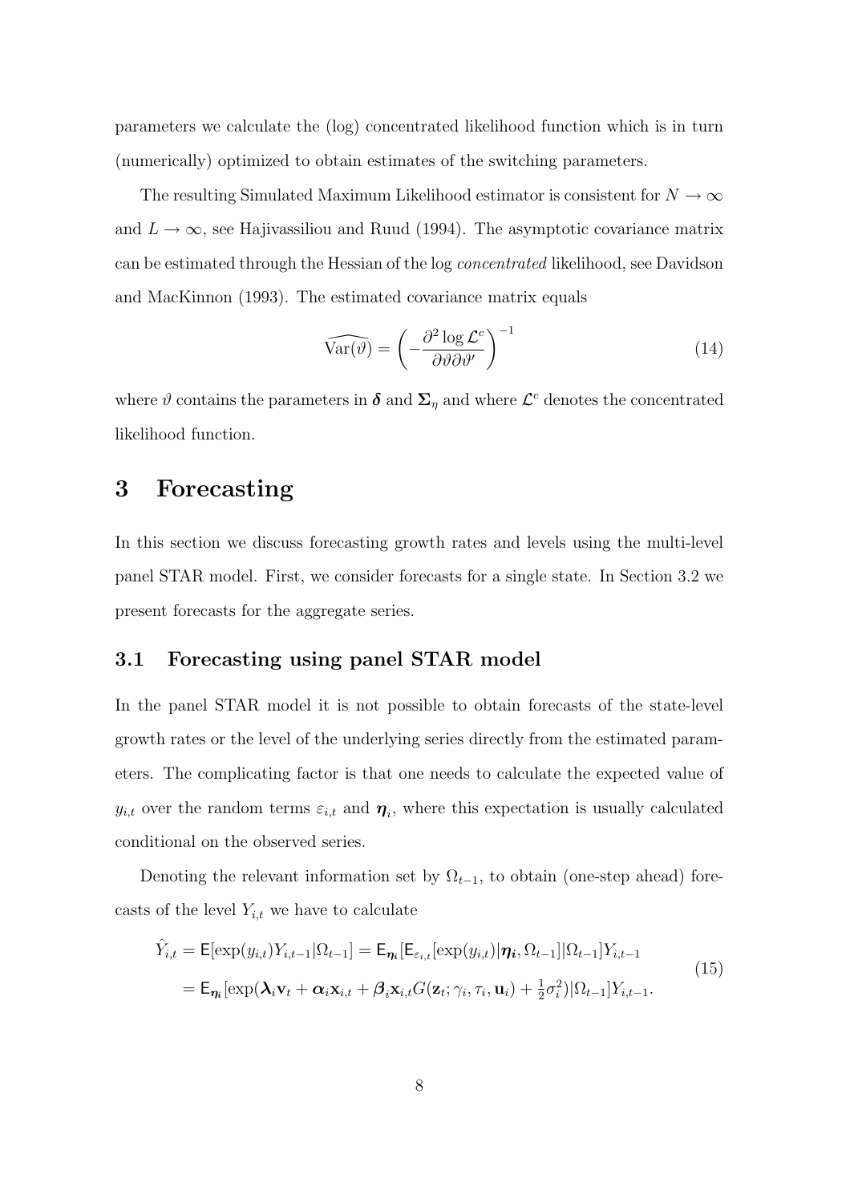parameters we calculate the (log) concentrated likelihood function which is in turn (numerically) optimized to obtain estimates of the switching parameters.

The resulting Simulated Maximum Likelihood estimator is consistent for $N \to \infty$ and $L \to \infty$, see Hajivassiliou and Ruud (1994). The asymptotic covariance matrix can be estimated through the Hessian of the log *concentrated* likelihood, see Davidson and MacKinnon (1993). The estimated covariance matrix equals

$$\widehat{\text{Var}(\vartheta)} = \left( -\frac{\partial^2 \log \mathcal{L}^c}{\partial \vartheta \partial \vartheta'} \right)^{-1} \tag{14}$$

where $\vartheta$ contains the parameters in $\boldsymbol{\delta}$ and $\boldsymbol{\Sigma}_\eta$ and where $\mathcal{L}^c$ denotes the concentrated likelihood function.

# 3 Forecasting

In this section we discuss forecasting growth rates and levels using the multi-level panel STAR model. First, we consider forecasts for a single state. In Section 3.2 we present forecasts for the aggregate series.

## 3.1 Forecasting using panel STAR model

In the panel STAR model it is not possible to obtain forecasts of the state-level growth rates or the level of the underlying series directly from the estimated parameters. The complicating factor is that one needs to calculate the expected value of $y_{i,t}$ over the random terms $\varepsilon_{i,t}$ and $\boldsymbol{\eta}_i$, where this expectation is usually calculated conditional on the observed series.

Denoting the relevant information set by $\Omega_{t-1}$, to obtain (one-step ahead) forecasts of the level $Y_{i,t}$ we have to calculate

$$\begin{aligned} \hat{Y}_{i,t} &= \mathsf{E}[\exp(y_{i,t}) Y_{i,t-1} | \Omega_{t-1}] = \mathsf{E}_{\boldsymbol{\eta}_i}[\mathsf{E}_{\varepsilon_{i,t}}[\exp(y_{i,t}) | \boldsymbol{\eta}_i, \Omega_{t-1}] | \Omega_{t-1}] Y_{i,t-1} \\ &= \mathsf{E}_{\boldsymbol{\eta}_i}[\exp(\boldsymbol{\lambda}_i \mathbf{v}_t + \boldsymbol{\alpha}_i \mathbf{x}_{i,t} + \boldsymbol{\beta}_i \mathbf{x}_{i,t} G(\mathbf{z}_t; \gamma_i, \tau_i, \mathbf{u}_i) + \tfrac{1}{2}\sigma_i^2) | \Omega_{t-1}] Y_{i,t-1}. \end{aligned} \tag{15}$$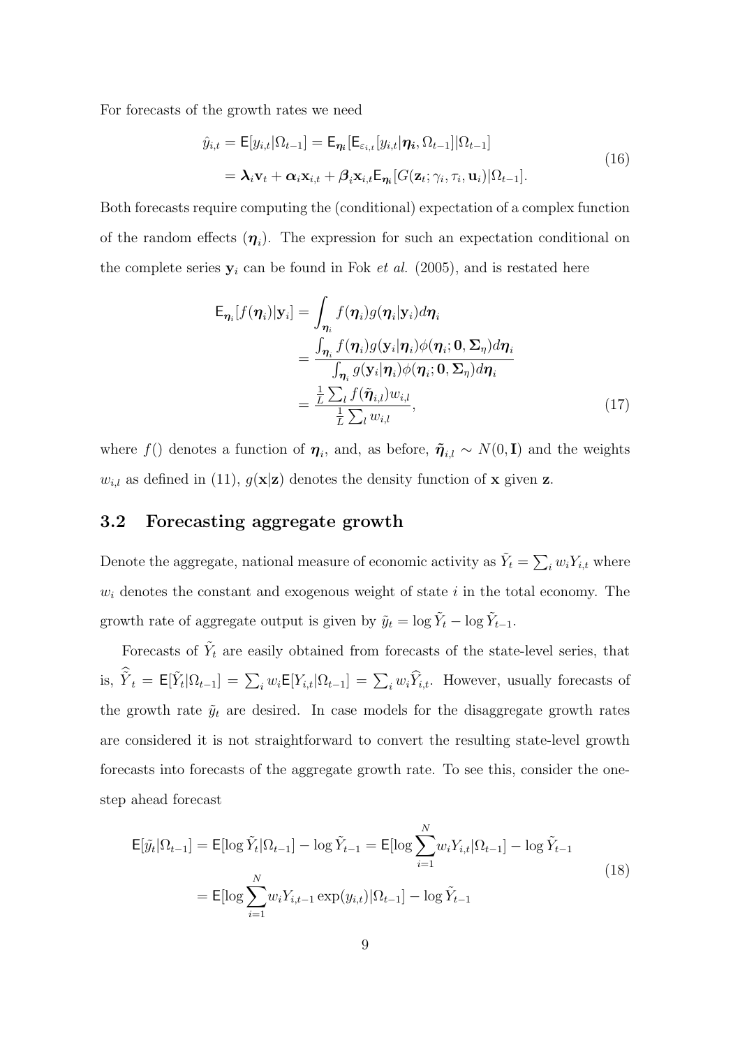For forecasts of the growth rates we need

$$
\begin{aligned}
\hat{y}_{i,t} &= \mathsf{E}[y_{i,t}|\Omega_{t-1}] = \mathsf{E}_{\boldsymbol{\eta}_i}[\mathsf{E}_{\varepsilon_{i,t}}[y_{i,t}|\boldsymbol{\eta}_i, \Omega_{t-1}]|\Omega_{t-1}] \\
&= \boldsymbol{\lambda}_i \mathbf{v}_t + \boldsymbol{\alpha}_i \mathbf{x}_{i,t} + \boldsymbol{\beta}_i \mathbf{x}_{i,t} \mathsf{E}_{\boldsymbol{\eta}_i}[G(\mathbf{z}_t; \gamma_i, \tau_i, \mathbf{u}_i)|\Omega_{t-1}].
\end{aligned} \tag{16}
$$

Both forecasts require computing the (conditional) expectation of a complex function of the random effects ($\boldsymbol{\eta}_i$). The expression for such an expectation conditional on the complete series $\mathbf{y}_i$ can be found in Fok *et al.* (2005), and is restated here

$$
\begin{aligned}
\mathsf{E}_{\boldsymbol{\eta}_i}[f(\boldsymbol{\eta}_i)|\mathbf{y}_i] &= \int_{\boldsymbol{\eta}_i} f(\boldsymbol{\eta}_i) g(\boldsymbol{\eta}_i|\mathbf{y}_i) d\boldsymbol{\eta}_i \\
&= \frac{\int_{\boldsymbol{\eta}_i} f(\boldsymbol{\eta}_i) g(\mathbf{y}_i|\boldsymbol{\eta}_i) \phi(\boldsymbol{\eta}_i; \mathbf{0}, \boldsymbol{\Sigma}_\eta) d\boldsymbol{\eta}_i}{\int_{\boldsymbol{\eta}_i} g(\mathbf{y}_i|\boldsymbol{\eta}_i) \phi(\boldsymbol{\eta}_i; \mathbf{0}, \boldsymbol{\Sigma}_\eta) d\boldsymbol{\eta}_i} \\
&= \frac{\frac{1}{L}\sum_l f(\tilde{\boldsymbol{\eta}}_{i,l}) w_{i,l}}{\frac{1}{L}\sum_l w_{i,l}},
\end{aligned} \tag{17}
$$

where $f()$ denotes a function of $\boldsymbol{\eta}_i$, and, as before, $\tilde{\boldsymbol{\eta}}_{i,l} \sim N(0, \mathbf{I})$ and the weights $w_{i,l}$ as defined in (11), $g(\mathbf{x}|\mathbf{z})$ denotes the density function of $\mathbf{x}$ given $\mathbf{z}$.

## 3.2 Forecasting aggregate growth

Denote the aggregate, national measure of economic activity as $\tilde{Y}_t = \sum_i w_i Y_{i,t}$ where $w_i$ denotes the constant and exogenous weight of state $i$ in the total economy. The growth rate of aggregate output is given by $\tilde{y}_t = \log \tilde{Y}_t - \log \tilde{Y}_{t-1}$.

Forecasts of $\tilde{Y}_t$ are easily obtained from forecasts of the state-level series, that is, $\widehat{\tilde{Y}}_t = \mathsf{E}[\tilde{Y}_t|\Omega_{t-1}] = \sum_i w_i \mathsf{E}[Y_{i,t}|\Omega_{t-1}] = \sum_i w_i \widehat{Y}_{i,t}$. However, usually forecasts of the growth rate $\tilde{y}_t$ are desired. In case models for the disaggregate growth rates are considered it is not straightforward to convert the resulting state-level growth forecasts into forecasts of the aggregate growth rate. To see this, consider the one-step ahead forecast

$$
\begin{aligned}
\mathsf{E}[\tilde{y}_t|\Omega_{t-1}] &= \mathsf{E}[\log \tilde{Y}_t|\Omega_{t-1}] - \log \tilde{Y}_{t-1} = \mathsf{E}[\log \sum_{i=1}^{N} w_i Y_{i,t}|\Omega_{t-1}] - \log \tilde{Y}_{t-1} \\
&= \mathsf{E}[\log \sum_{i=1}^{N} w_i Y_{i,t-1} \exp(y_{i,t})|\Omega_{t-1}] - \log \tilde{Y}_{t-1}
\end{aligned} \tag{18}
$$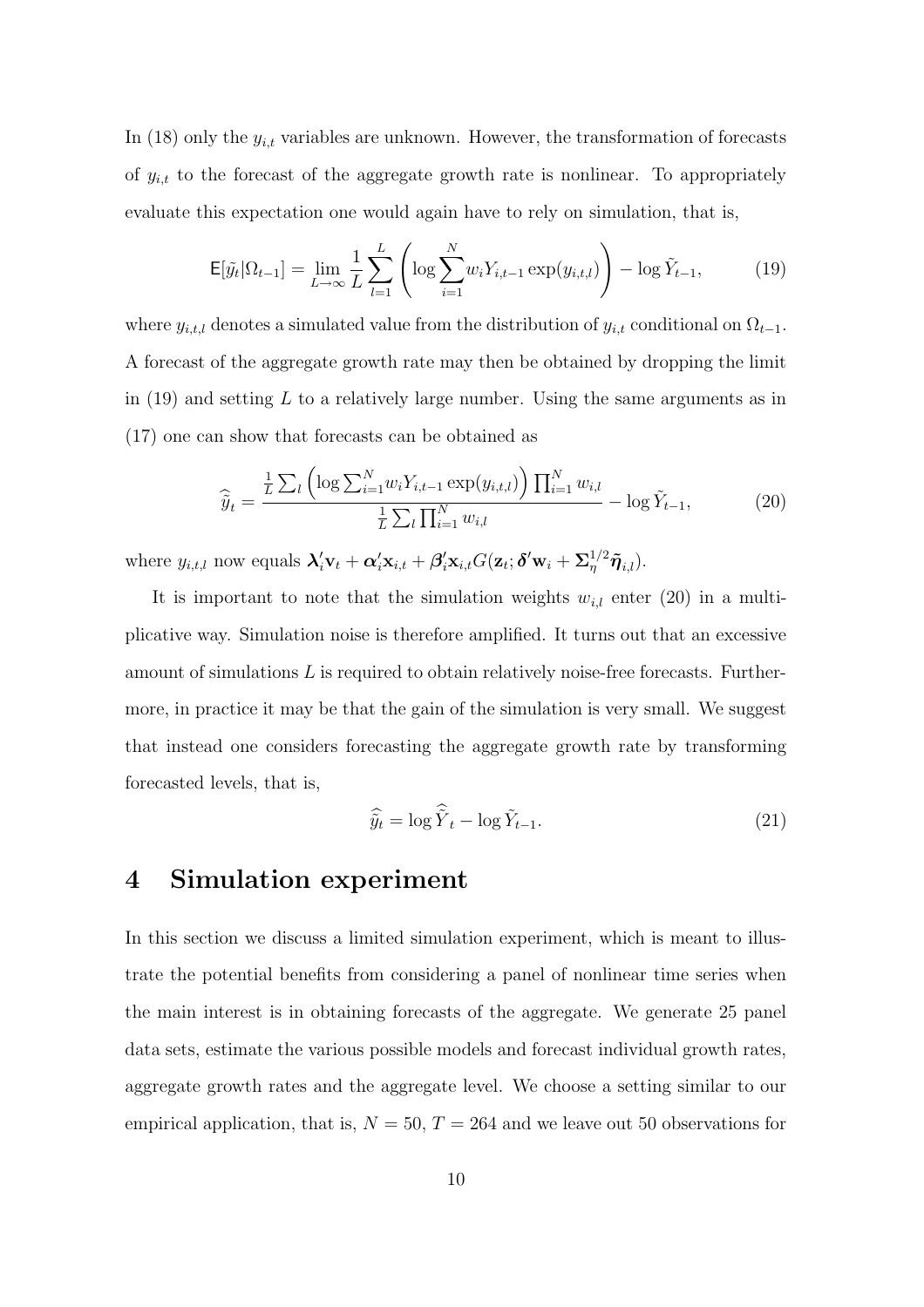In (18) only the $y_{i,t}$ variables are unknown. However, the transformation of forecasts of $y_{i,t}$ to the forecast of the aggregate growth rate is nonlinear. To appropriately evaluate this expectation one would again have to rely on simulation, that is,

$$\mathsf{E}[\tilde{y}_t|\Omega_{t-1}] = \lim_{L\to\infty} \frac{1}{L}\sum_{l=1}^{L}\left(\log \sum_{i=1}^{N} w_i Y_{i,t-1}\exp(y_{i,t,l})\right) - \log \tilde{Y}_{t-1}, \tag{19}$$

where $y_{i,t,l}$ denotes a simulated value from the distribution of $y_{i,t}$ conditional on $\Omega_{t-1}$. A forecast of the aggregate growth rate may then be obtained by dropping the limit in (19) and setting $L$ to a relatively large number. Using the same arguments as in (17) one can show that forecasts can be obtained as

$$\widehat{\tilde{y}}_t = \frac{\frac{1}{L}\sum_l \left(\log \sum_{i=1}^{N} w_i Y_{i,t-1}\exp(y_{i,t,l})\right)\prod_{i=1}^{N} w_{i,l}}{\frac{1}{L}\sum_l \prod_{i=1}^{N} w_{i,l}} - \log \tilde{Y}_{t-1}, \tag{20}$$

where $y_{i,t,l}$ now equals $\boldsymbol{\lambda}_i'\mathbf{v}_t + \boldsymbol{\alpha}_i'\mathbf{x}_{i,t} + \boldsymbol{\beta}_i'\mathbf{x}_{i,t}G(\mathbf{z}_t;\boldsymbol{\delta}'\mathbf{w}_i + \boldsymbol{\Sigma}_\eta^{1/2}\tilde{\boldsymbol{\eta}}_{i,l})$.

It is important to note that the simulation weights $w_{i,l}$ enter (20) in a multiplicative way. Simulation noise is therefore amplified. It turns out that an excessive amount of simulations $L$ is required to obtain relatively noise-free forecasts. Furthermore, in practice it may be that the gain of the simulation is very small. We suggest that instead one considers forecasting the aggregate growth rate by transforming forecasted levels, that is,

$$\widehat{\tilde{y}}_t = \log \widehat{\tilde{Y}}_t - \log \tilde{Y}_{t-1}. \tag{21}$$

# 4 Simulation experiment

In this section we discuss a limited simulation experiment, which is meant to illustrate the potential benefits from considering a panel of nonlinear time series when the main interest is in obtaining forecasts of the aggregate. We generate 25 panel data sets, estimate the various possible models and forecast individual growth rates, aggregate growth rates and the aggregate level. We choose a setting similar to our empirical application, that is, $N = 50$, $T = 264$ and we leave out 50 observations for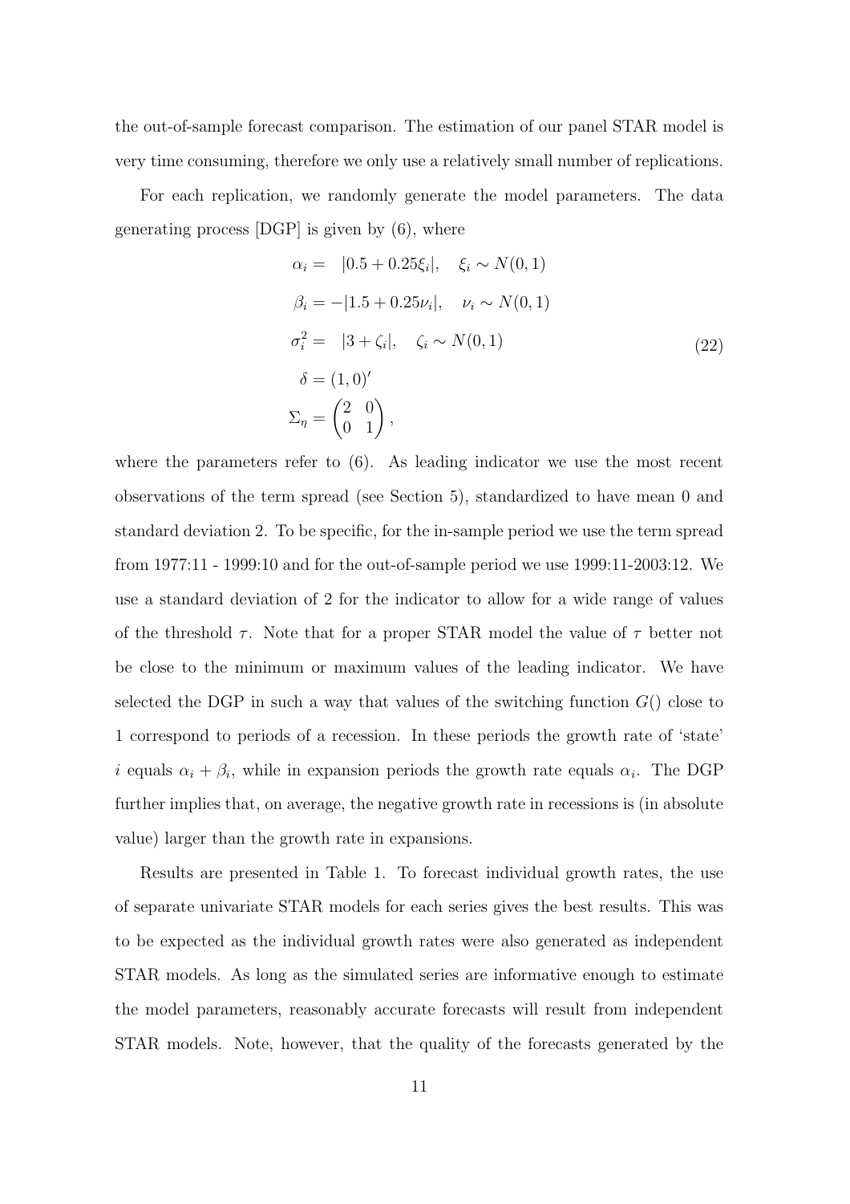the out-of-sample forecast comparison. The estimation of our panel STAR model is very time consuming, therefore we only use a relatively small number of replications.

For each replication, we randomly generate the model parameters. The data generating process [DGP] is given by (6), where

$$
\begin{aligned}
\alpha_i &= \quad |0.5 + 0.25\xi_i|, \quad \xi_i \sim N(0,1) \\
\beta_i &= -|1.5 + 0.25\nu_i|, \quad \nu_i \sim N(0,1) \\
\sigma_i^2 &= \quad |3 + \zeta_i|, \quad \zeta_i \sim N(0,1) \\
\delta &= (1,0)' \\
\Sigma_\eta &= \begin{pmatrix} 2 & 0 \\ 0 & 1 \end{pmatrix},
\end{aligned}
\tag{22}
$$

where the parameters refer to (6). As leading indicator we use the most recent observations of the term spread (see Section 5), standardized to have mean 0 and standard deviation 2. To be specific, for the in-sample period we use the term spread from 1977:11 - 1999:10 and for the out-of-sample period we use 1999:11-2003:12. We use a standard deviation of 2 for the indicator to allow for a wide range of values of the threshold $\tau$. Note that for a proper STAR model the value of $\tau$ better not be close to the minimum or maximum values of the leading indicator. We have selected the DGP in such a way that values of the switching function $G()$ close to 1 correspond to periods of a recession. In these periods the growth rate of 'state' $i$ equals $\alpha_i + \beta_i$, while in expansion periods the growth rate equals $\alpha_i$. The DGP further implies that, on average, the negative growth rate in recessions is (in absolute value) larger than the growth rate in expansions.

Results are presented in Table 1. To forecast individual growth rates, the use of separate univariate STAR models for each series gives the best results. This was to be expected as the individual growth rates were also generated as independent STAR models. As long as the simulated series are informative enough to estimate the model parameters, reasonably accurate forecasts will result from independent STAR models. Note, however, that the quality of the forecasts generated by the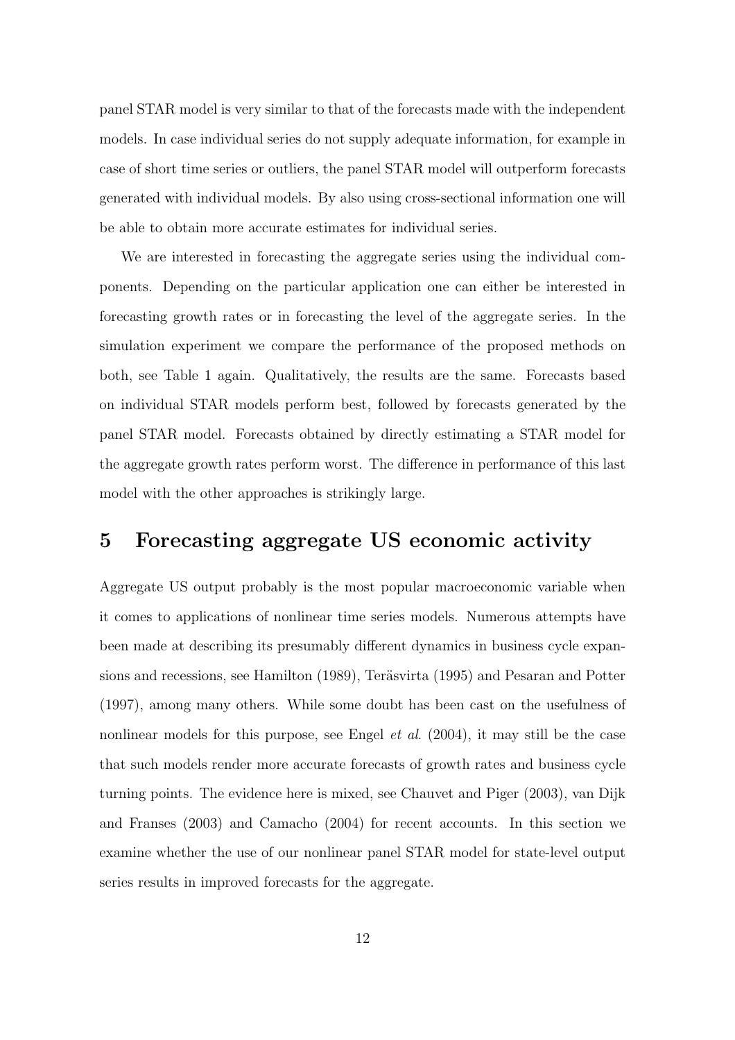panel STAR model is very similar to that of the forecasts made with the independent models. In case individual series do not supply adequate information, for example in case of short time series or outliers, the panel STAR model will outperform forecasts generated with individual models. By also using cross-sectional information one will be able to obtain more accurate estimates for individual series.

We are interested in forecasting the aggregate series using the individual components. Depending on the particular application one can either be interested in forecasting growth rates or in forecasting the level of the aggregate series. In the simulation experiment we compare the performance of the proposed methods on both, see Table 1 again. Qualitatively, the results are the same. Forecasts based on individual STAR models perform best, followed by forecasts generated by the panel STAR model. Forecasts obtained by directly estimating a STAR model for the aggregate growth rates perform worst. The difference in performance of this last model with the other approaches is strikingly large.

# 5 Forecasting aggregate US economic activity

Aggregate US output probably is the most popular macroeconomic variable when it comes to applications of nonlinear time series models. Numerous attempts have been made at describing its presumably different dynamics in business cycle expansions and recessions, see Hamilton (1989), Teräsvirta (1995) and Pesaran and Potter (1997), among many others. While some doubt has been cast on the usefulness of nonlinear models for this purpose, see Engel *et al*. (2004), it may still be the case that such models render more accurate forecasts of growth rates and business cycle turning points. The evidence here is mixed, see Chauvet and Piger (2003), van Dijk and Franses (2003) and Camacho (2004) for recent accounts. In this section we examine whether the use of our nonlinear panel STAR model for state-level output series results in improved forecasts for the aggregate.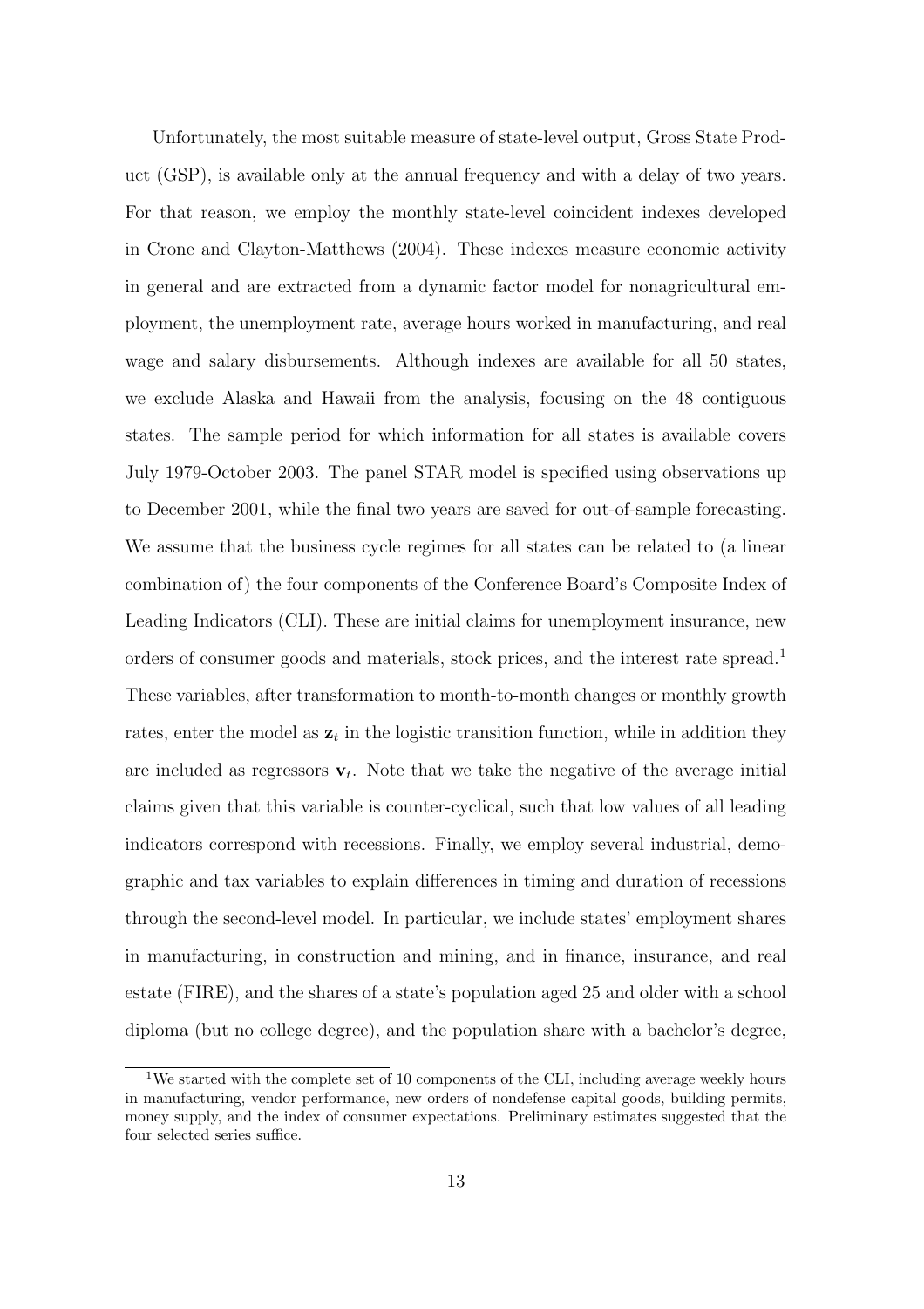Unfortunately, the most suitable measure of state-level output, Gross State Product (GSP), is available only at the annual frequency and with a delay of two years. For that reason, we employ the monthly state-level coincident indexes developed in Crone and Clayton-Matthews (2004). These indexes measure economic activity in general and are extracted from a dynamic factor model for nonagricultural employment, the unemployment rate, average hours worked in manufacturing, and real wage and salary disbursements. Although indexes are available for all 50 states, we exclude Alaska and Hawaii from the analysis, focusing on the 48 contiguous states. The sample period for which information for all states is available covers July 1979-October 2003. The panel STAR model is specified using observations up to December 2001, while the final two years are saved for out-of-sample forecasting. We assume that the business cycle regimes for all states can be related to (a linear combination of) the four components of the Conference Board's Composite Index of Leading Indicators (CLI). These are initial claims for unemployment insurance, new orders of consumer goods and materials, stock prices, and the interest rate spread.[1] These variables, after transformation to month-to-month changes or monthly growth rates, enter the model as $\mathbf{z}_t$ in the logistic transition function, while in addition they are included as regressors $\mathbf{v}_t$. Note that we take the negative of the average initial claims given that this variable is counter-cyclical, such that low values of all leading indicators correspond with recessions. Finally, we employ several industrial, demographic and tax variables to explain differences in timing and duration of recessions through the second-level model. In particular, we include states' employment shares in manufacturing, in construction and mining, and in finance, insurance, and real estate (FIRE), and the shares of a state's population aged 25 and older with a school diploma (but no college degree), and the population share with a bachelor's degree,

[1] We started with the complete set of 10 components of the CLI, including average weekly hours in manufacturing, vendor performance, new orders of nondefense capital goods, building permits, money supply, and the index of consumer expectations. Preliminary estimates suggested that the four selected series suffice.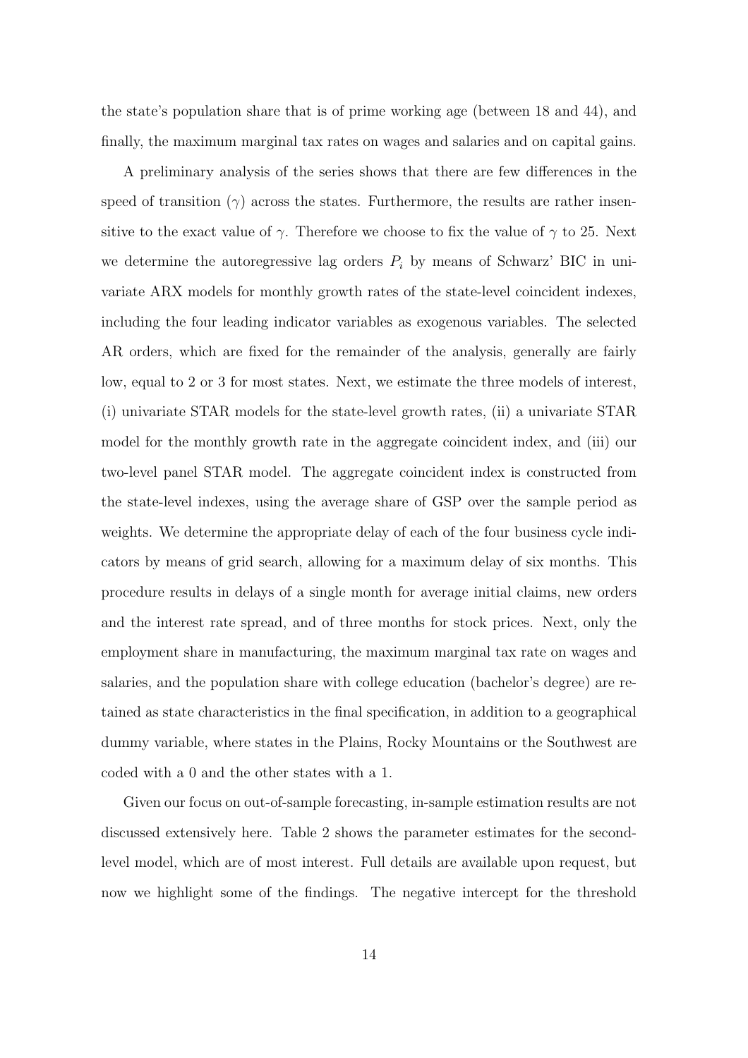the state's population share that is of prime working age (between 18 and 44), and finally, the maximum marginal tax rates on wages and salaries and on capital gains.

A preliminary analysis of the series shows that there are few differences in the speed of transition ($\gamma$) across the states. Furthermore, the results are rather insensitive to the exact value of $\gamma$. Therefore we choose to fix the value of $\gamma$ to 25. Next we determine the autoregressive lag orders $P_i$ by means of Schwarz' BIC in univariate ARX models for monthly growth rates of the state-level coincident indexes, including the four leading indicator variables as exogenous variables. The selected AR orders, which are fixed for the remainder of the analysis, generally are fairly low, equal to 2 or 3 for most states. Next, we estimate the three models of interest, (i) univariate STAR models for the state-level growth rates, (ii) a univariate STAR model for the monthly growth rate in the aggregate coincident index, and (iii) our two-level panel STAR model. The aggregate coincident index is constructed from the state-level indexes, using the average share of GSP over the sample period as weights. We determine the appropriate delay of each of the four business cycle indicators by means of grid search, allowing for a maximum delay of six months. This procedure results in delays of a single month for average initial claims, new orders and the interest rate spread, and of three months for stock prices. Next, only the employment share in manufacturing, the maximum marginal tax rate on wages and salaries, and the population share with college education (bachelor's degree) are retained as state characteristics in the final specification, in addition to a geographical dummy variable, where states in the Plains, Rocky Mountains or the Southwest are coded with a 0 and the other states with a 1.

Given our focus on out-of-sample forecasting, in-sample estimation results are not discussed extensively here. Table 2 shows the parameter estimates for the second-level model, which are of most interest. Full details are available upon request, but now we highlight some of the findings. The negative intercept for the threshold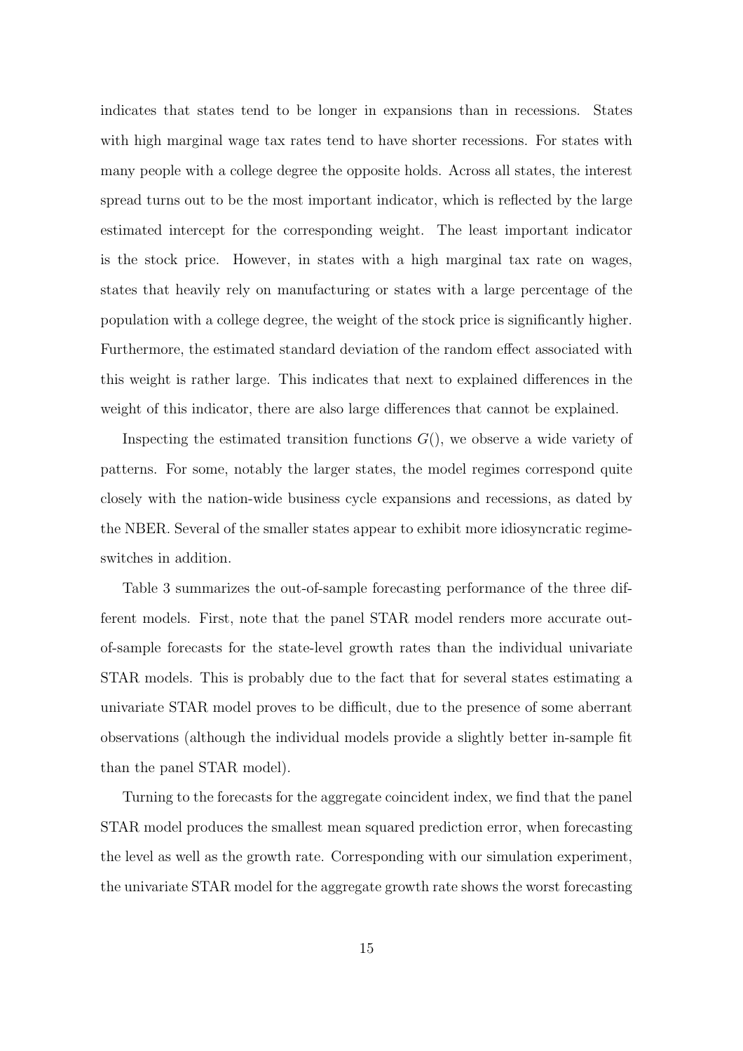indicates that states tend to be longer in expansions than in recessions. States with high marginal wage tax rates tend to have shorter recessions. For states with many people with a college degree the opposite holds. Across all states, the interest spread turns out to be the most important indicator, which is reflected by the large estimated intercept for the corresponding weight. The least important indicator is the stock price. However, in states with a high marginal tax rate on wages, states that heavily rely on manufacturing or states with a large percentage of the population with a college degree, the weight of the stock price is significantly higher. Furthermore, the estimated standard deviation of the random effect associated with this weight is rather large. This indicates that next to explained differences in the weight of this indicator, there are also large differences that cannot be explained.

Inspecting the estimated transition functions $G()$, we observe a wide variety of patterns. For some, notably the larger states, the model regimes correspond quite closely with the nation-wide business cycle expansions and recessions, as dated by the NBER. Several of the smaller states appear to exhibit more idiosyncratic regime-switches in addition.

Table 3 summarizes the out-of-sample forecasting performance of the three different models. First, note that the panel STAR model renders more accurate out-of-sample forecasts for the state-level growth rates than the individual univariate STAR models. This is probably due to the fact that for several states estimating a univariate STAR model proves to be difficult, due to the presence of some aberrant observations (although the individual models provide a slightly better in-sample fit than the panel STAR model).

Turning to the forecasts for the aggregate coincident index, we find that the panel STAR model produces the smallest mean squared prediction error, when forecasting the level as well as the growth rate. Corresponding with our simulation experiment, the univariate STAR model for the aggregate growth rate shows the worst forecasting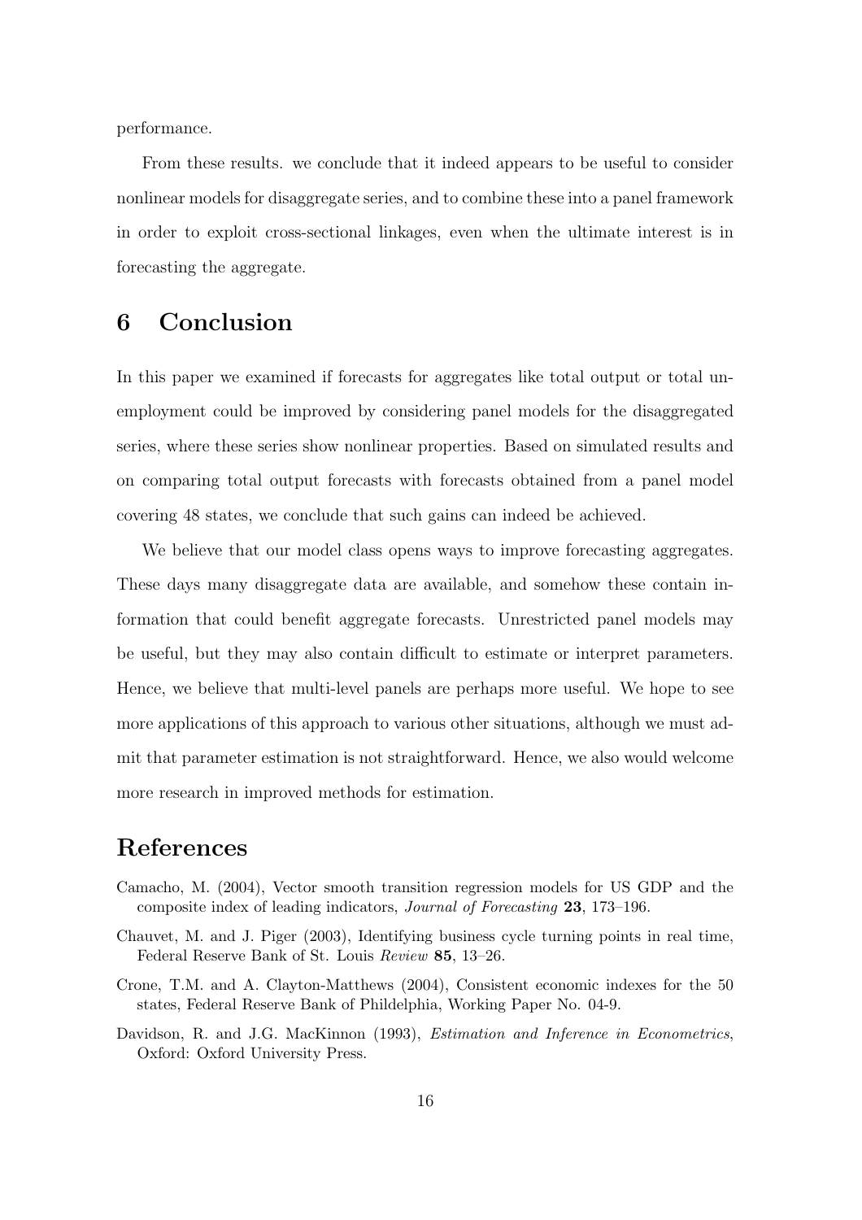performance.

From these results. we conclude that it indeed appears to be useful to consider nonlinear models for disaggregate series, and to combine these into a panel framework in order to exploit cross-sectional linkages, even when the ultimate interest is in forecasting the aggregate.

## 6 Conclusion

In this paper we examined if forecasts for aggregates like total output or total unemployment could be improved by considering panel models for the disaggregated series, where these series show nonlinear properties. Based on simulated results and on comparing total output forecasts with forecasts obtained from a panel model covering 48 states, we conclude that such gains can indeed be achieved.

We believe that our model class opens ways to improve forecasting aggregates. These days many disaggregate data are available, and somehow these contain information that could benefit aggregate forecasts. Unrestricted panel models may be useful, but they may also contain difficult to estimate or interpret parameters. Hence, we believe that multi-level panels are perhaps more useful. We hope to see more applications of this approach to various other situations, although we must admit that parameter estimation is not straightforward. Hence, we also would welcome more research in improved methods for estimation.

## References

Camacho, M. (2004), Vector smooth transition regression models for US GDP and the composite index of leading indicators, *Journal of Forecasting* **23**, 173–196.

Chauvet, M. and J. Piger (2003), Identifying business cycle turning points in real time, Federal Reserve Bank of St. Louis *Review* **85**, 13–26.

Crone, T.M. and A. Clayton-Matthews (2004), Consistent economic indexes for the 50 states, Federal Reserve Bank of Phildelphia, Working Paper No. 04-9.

Davidson, R. and J.G. MacKinnon (1993), *Estimation and Inference in Econometrics*, Oxford: Oxford University Press.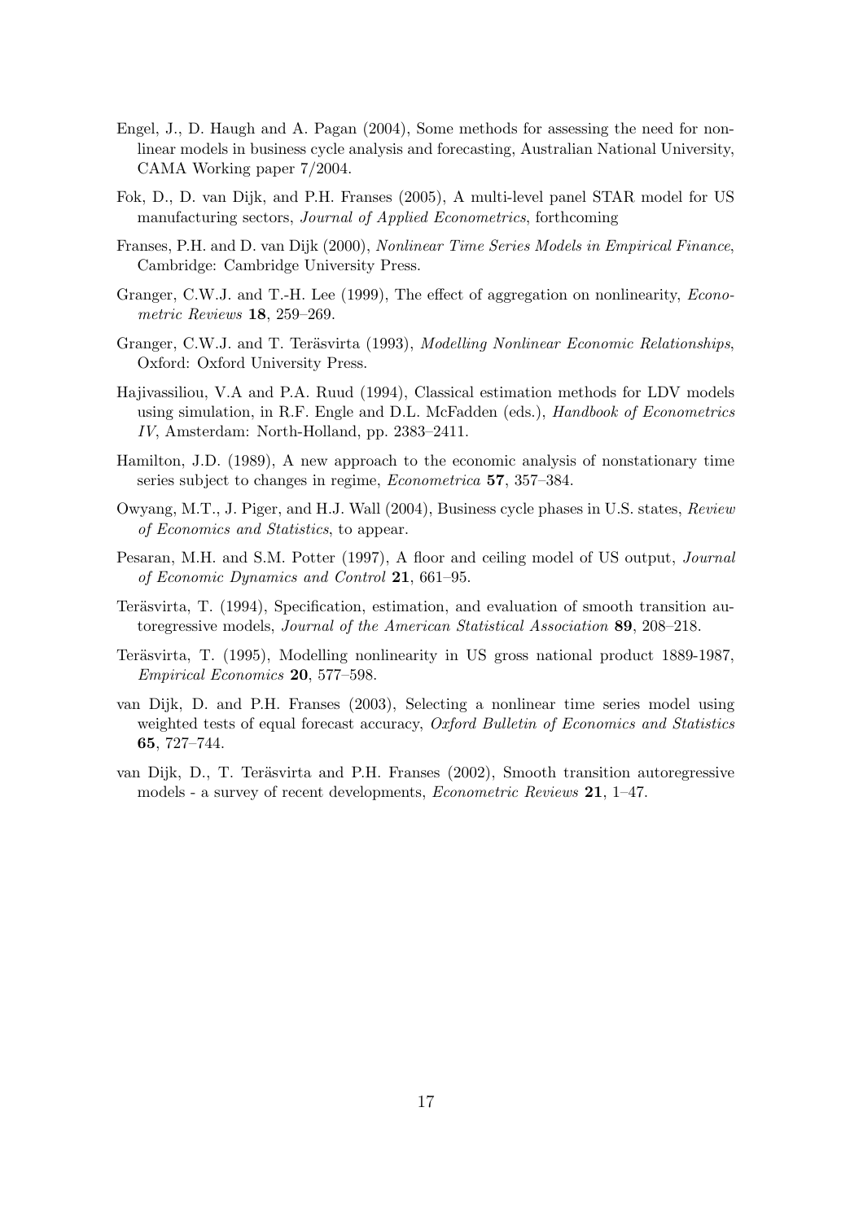Engel, J., D. Haugh and A. Pagan (2004), Some methods for assessing the need for non-linear models in business cycle analysis and forecasting, Australian National University, CAMA Working paper 7/2004.

Fok, D., D. van Dijk, and P.H. Franses (2005), A multi-level panel STAR model for US manufacturing sectors, *Journal of Applied Econometrics*, forthcoming

Franses, P.H. and D. van Dijk (2000), *Nonlinear Time Series Models in Empirical Finance*, Cambridge: Cambridge University Press.

Granger, C.W.J. and T.-H. Lee (1999), The effect of aggregation on nonlinearity, *Econometric Reviews* **18**, 259–269.

Granger, C.W.J. and T. Teräsvirta (1993), *Modelling Nonlinear Economic Relationships*, Oxford: Oxford University Press.

Hajivassiliou, V.A and P.A. Ruud (1994), Classical estimation methods for LDV models using simulation, in R.F. Engle and D.L. McFadden (eds.), *Handbook of Econometrics IV*, Amsterdam: North-Holland, pp. 2383–2411.

Hamilton, J.D. (1989), A new approach to the economic analysis of nonstationary time series subject to changes in regime, *Econometrica* **57**, 357–384.

Owyang, M.T., J. Piger, and H.J. Wall (2004), Business cycle phases in U.S. states, *Review of Economics and Statistics*, to appear.

Pesaran, M.H. and S.M. Potter (1997), A floor and ceiling model of US output, *Journal of Economic Dynamics and Control* **21**, 661–95.

Teräsvirta, T. (1994), Specification, estimation, and evaluation of smooth transition autoregressive models, *Journal of the American Statistical Association* **89**, 208–218.

Teräsvirta, T. (1995), Modelling nonlinearity in US gross national product 1889-1987, *Empirical Economics* **20**, 577–598.

van Dijk, D. and P.H. Franses (2003), Selecting a nonlinear time series model using weighted tests of equal forecast accuracy, *Oxford Bulletin of Economics and Statistics* **65**, 727–744.

van Dijk, D., T. Teräsvirta and P.H. Franses (2002), Smooth transition autoregressive models - a survey of recent developments, *Econometric Reviews* **21**, 1–47.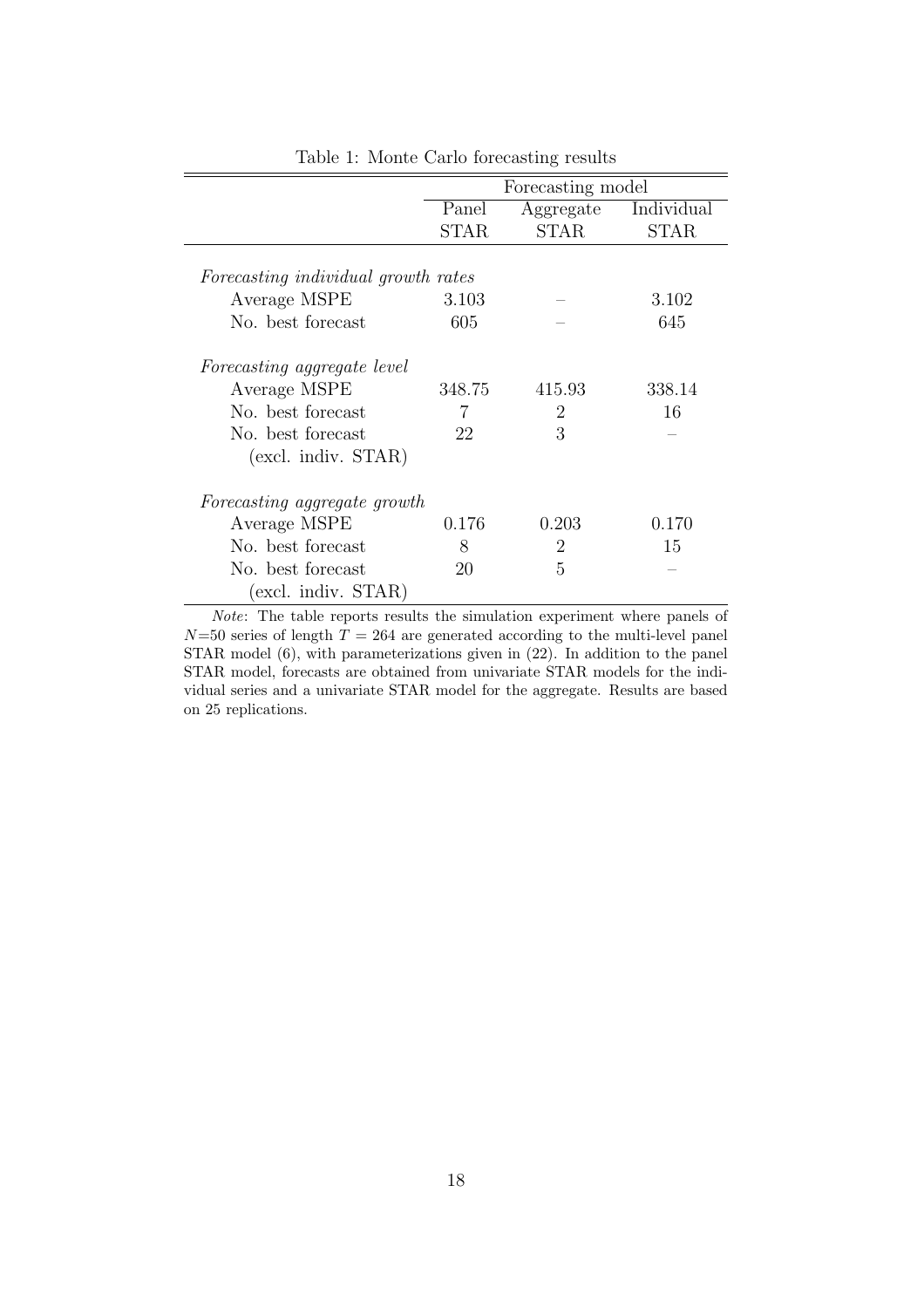Table 1: Monte Carlo forecasting results

| | Forecasting model | | |
|---|---|---|---|
| | Panel STAR | Aggregate STAR | Individual STAR |
| *Forecasting individual growth rates* | | | |
| Average MSPE | 3.103 | – | 3.102 |
| No. best forecast | 605 | – | 645 |
| *Forecasting aggregate level* | | | |
| Average MSPE | 348.75 | 415.93 | 338.14 |
| No. best forecast | 7 | 2 | 16 |
| No. best forecast (excl. indiv. STAR) | 22 | 3 | – |
| *Forecasting aggregate growth* | | | |
| Average MSPE | 0.176 | 0.203 | 0.170 |
| No. best forecast | 8 | 2 | 15 |
| No. best forecast (excl. indiv. STAR) | 20 | 5 | – |

*Note*: The table reports results the simulation experiment where panels of $N$=50 series of length $T = 264$ are generated according to the multi-level panel STAR model (6), with parameterizations given in (22). In addition to the panel STAR model, forecasts are obtained from univariate STAR models for the individual series and a univariate STAR model for the aggregate. Results are based on 25 replications.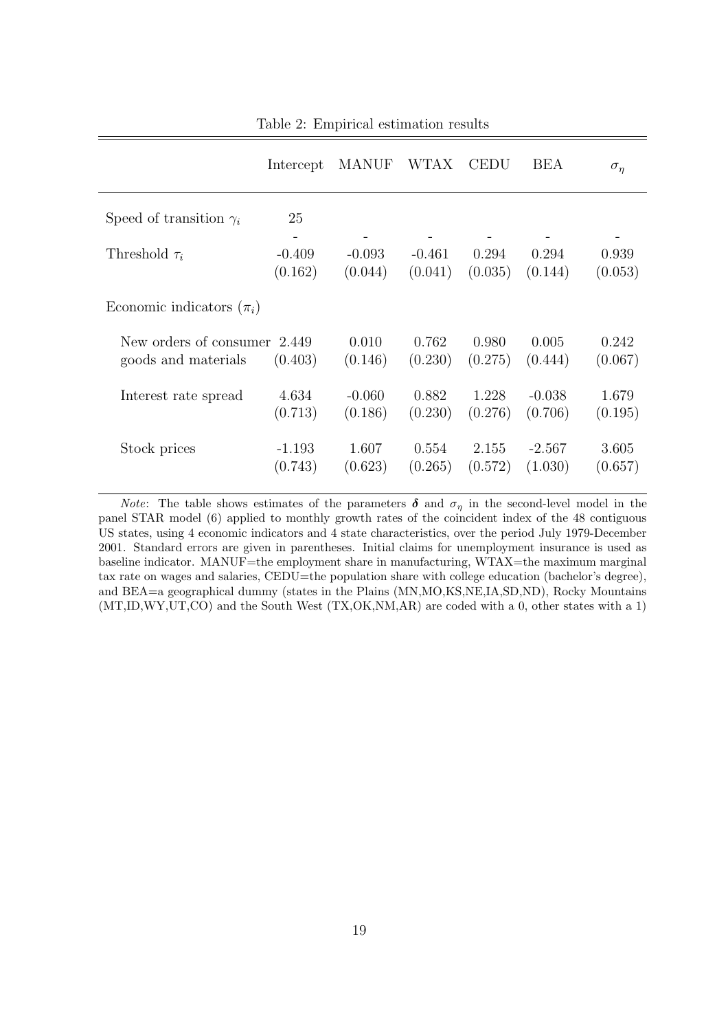Table 2: Empirical estimation results

| | Intercept | MANUF | WTAX | CEDU | BEA | $\sigma_\eta$ |
|---|---|---|---|---|---|---|
| Speed of transition $\gamma_i$ | 25 | | | | | |
| | - | - | - | - | - | - |
| Threshold $\tau_i$ | -0.409 | -0.093 | -0.461 | 0.294 | 0.294 | 0.939 |
| | (0.162) | (0.044) | (0.041) | (0.035) | (0.144) | (0.053) |
| Economic indicators ($\pi_i$) | | | | | | |
| New orders of consumer goods and materials | 2.449 | 0.010 | 0.762 | 0.980 | 0.005 | 0.242 |
| | (0.403) | (0.146) | (0.230) | (0.275) | (0.444) | (0.067) |
| Interest rate spread | 4.634 | -0.060 | 0.882 | 1.228 | -0.038 | 1.679 |
| | (0.713) | (0.186) | (0.230) | (0.276) | (0.706) | (0.195) |
| Stock prices | -1.193 | 1.607 | 0.554 | 2.155 | -2.567 | 3.605 |
| | (0.743) | (0.623) | (0.265) | (0.572) | (1.030) | (0.657) |

*Note*: The table shows estimates of the parameters $\boldsymbol{\delta}$ and $\sigma_\eta$ in the second-level model in the panel STAR model (6) applied to monthly growth rates of the coincident index of the 48 contiguous US states, using 4 economic indicators and 4 state characteristics, over the period July 1979-December 2001. Standard errors are given in parentheses. Initial claims for unemployment insurance is used as baseline indicator. MANUF=the employment share in manufacturing, WTAX=the maximum marginal tax rate on wages and salaries, CEDU=the population share with college education (bachelor's degree), and BEA=a geographical dummy (states in the Plains (MN,MO,KS,NE,IA,SD,ND), Rocky Mountains (MT,ID,WY,UT,CO) and the South West (TX,OK,NM,AR) are coded with a 0, other states with a 1)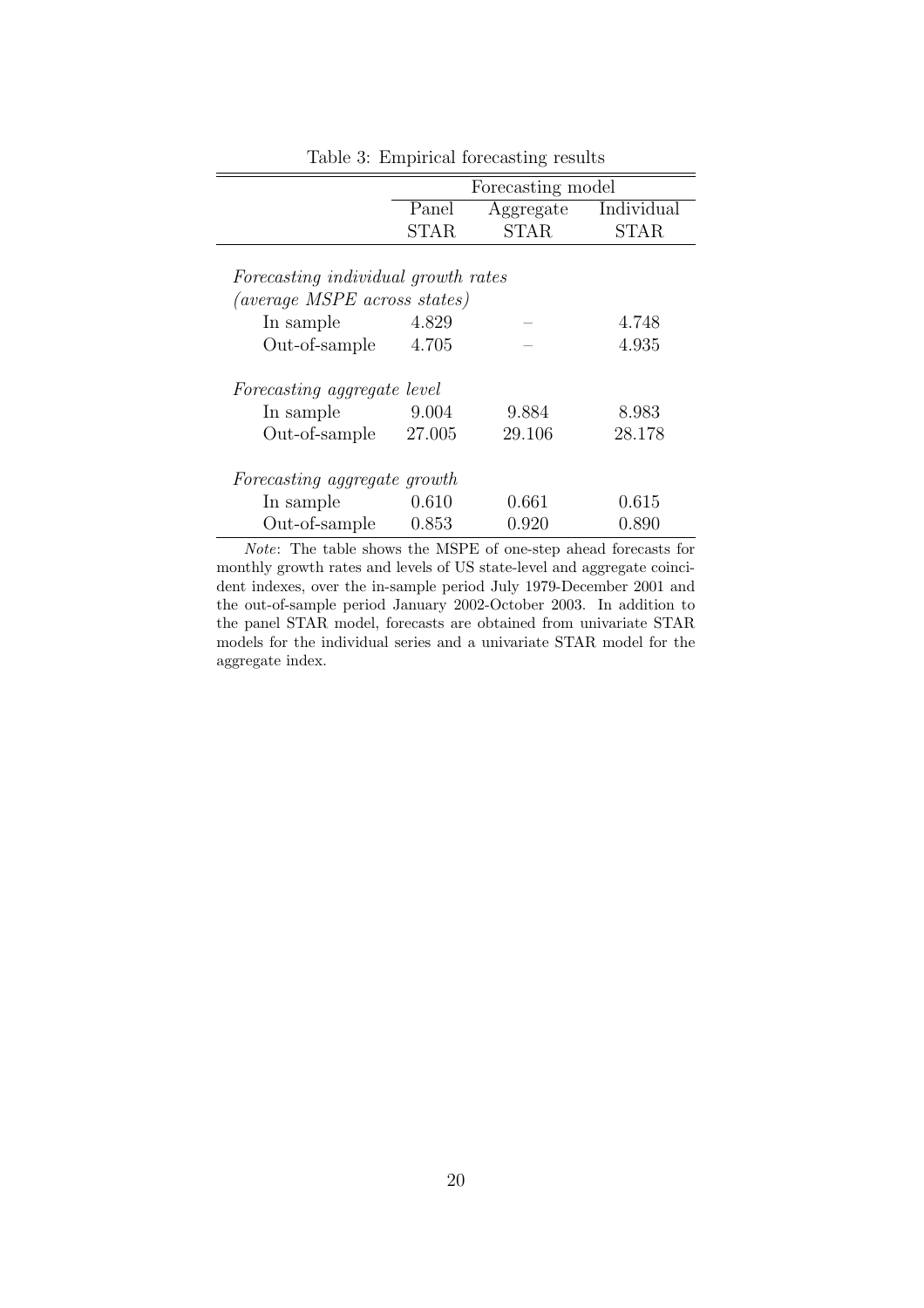Table 3: Empirical forecasting results

| | Forecasting model | | |
|---|---|---|---|
| | Panel STAR | Aggregate STAR | Individual STAR |
| *Forecasting individual growth rates (average MSPE across states)* | | | |
| In sample | 4.829 | – | 4.748 |
| Out-of-sample | 4.705 | – | 4.935 |
| *Forecasting aggregate level* | | | |
| In sample | 9.004 | 9.884 | 8.983 |
| Out-of-sample | 27.005 | 29.106 | 28.178 |
| *Forecasting aggregate growth* | | | |
| In sample | 0.610 | 0.661 | 0.615 |
| Out-of-sample | 0.853 | 0.920 | 0.890 |

*Note*: The table shows the MSPE of one-step ahead forecasts for monthly growth rates and levels of US state-level and aggregate coincident indexes, over the in-sample period July 1979-December 2001 and the out-of-sample period January 2002-October 2003. In addition to the panel STAR model, forecasts are obtained from univariate STAR models for the individual series and a univariate STAR model for the aggregate index.